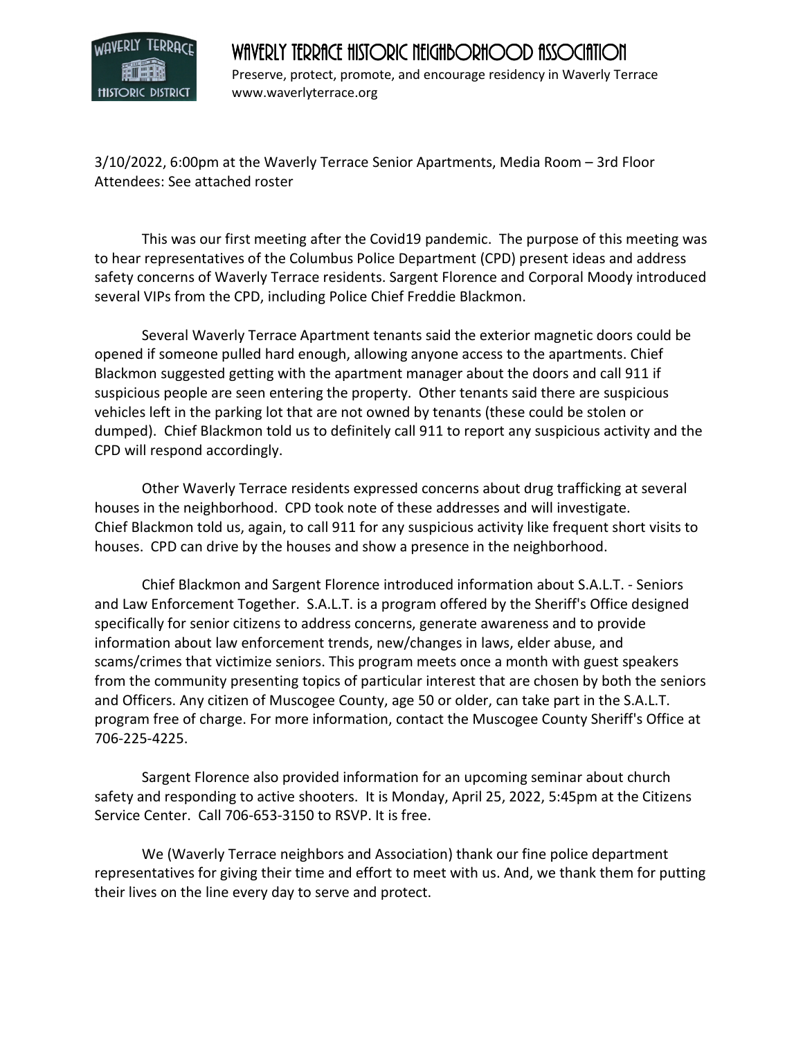# WAVERLY TERRACE HISTORIC NEIGHBORHOOD ASSOCIATION

Preserve, protect, promote, and encourage residency in Waverly Terrace
www.waverlyterrace.org

3/10/2022, 6:00pm at the Waverly Terrace Senior Apartments, Media Room – 3rd Floor
Attendees: See attached roster

This was our first meeting after the Covid19 pandemic. The purpose of this meeting was to hear representatives of the Columbus Police Department (CPD) present ideas and address safety concerns of Waverly Terrace residents. Sargent Florence and Corporal Moody introduced several VIPs from the CPD, including Police Chief Freddie Blackmon.

Several Waverly Terrace Apartment tenants said the exterior magnetic doors could be opened if someone pulled hard enough, allowing anyone access to the apartments. Chief Blackmon suggested getting with the apartment manager about the doors and call 911 if suspicious people are seen entering the property. Other tenants said there are suspicious vehicles left in the parking lot that are not owned by tenants (these could be stolen or dumped). Chief Blackmon told us to definitely call 911 to report any suspicious activity and the CPD will respond accordingly.

Other Waverly Terrace residents expressed concerns about drug trafficking at several houses in the neighborhood. CPD took note of these addresses and will investigate. Chief Blackmon told us, again, to call 911 for any suspicious activity like frequent short visits to houses. CPD can drive by the houses and show a presence in the neighborhood.

Chief Blackmon and Sargent Florence introduced information about S.A.L.T. - Seniors and Law Enforcement Together. S.A.L.T. is a program offered by the Sheriff's Office designed specifically for senior citizens to address concerns, generate awareness and to provide information about law enforcement trends, new/changes in laws, elder abuse, and scams/crimes that victimize seniors. This program meets once a month with guest speakers from the community presenting topics of particular interest that are chosen by both the seniors and Officers. Any citizen of Muscogee County, age 50 or older, can take part in the S.A.L.T. program free of charge. For more information, contact the Muscogee County Sheriff's Office at 706-225-4225.

Sargent Florence also provided information for an upcoming seminar about church safety and responding to active shooters. It is Monday, April 25, 2022, 5:45pm at the Citizens Service Center. Call 706-653-3150 to RSVP. It is free.

We (Waverly Terrace neighbors and Association) thank our fine police department representatives for giving their time and effort to meet with us. And, we thank them for putting their lives on the line every day to serve and protect.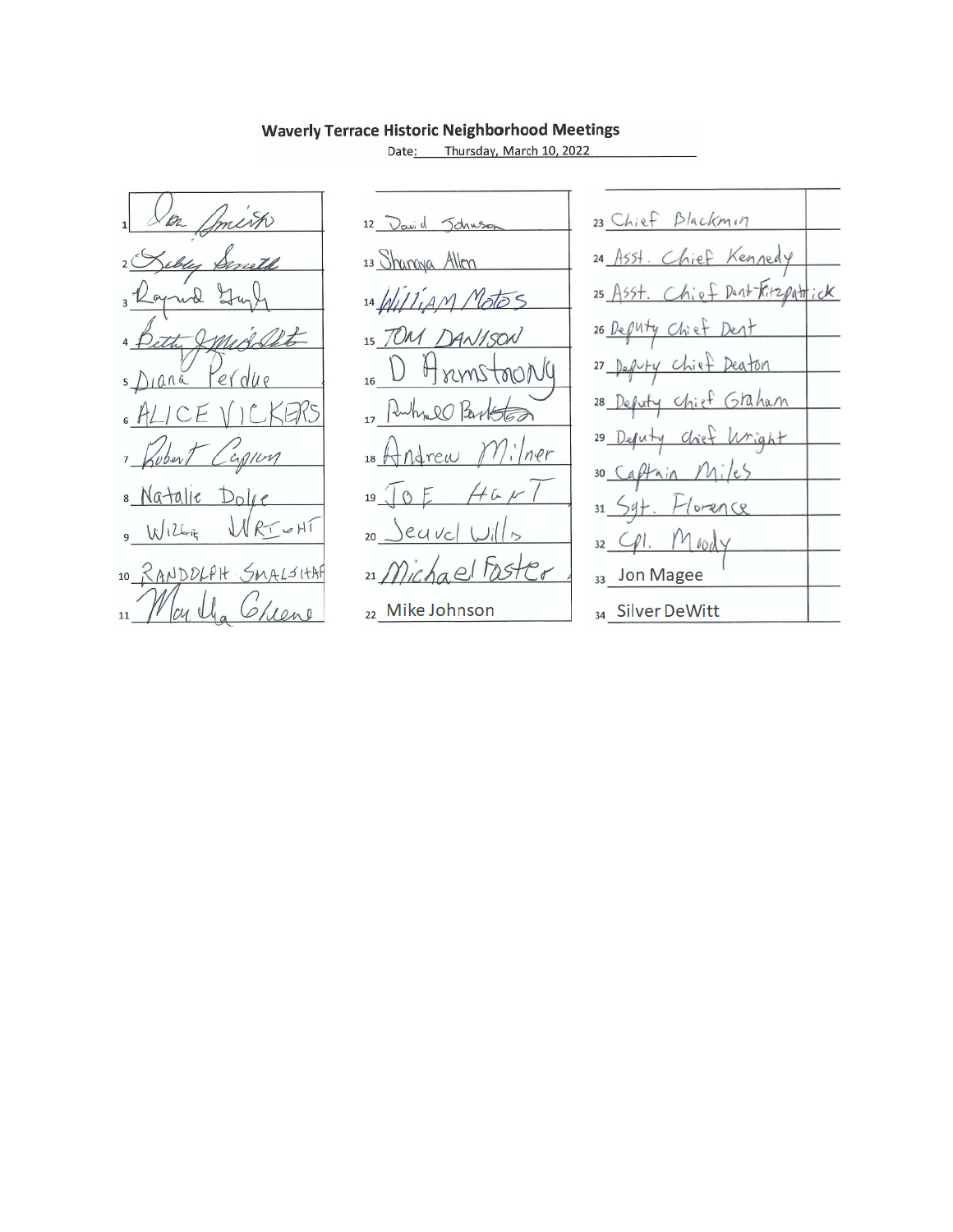**Waverly Terrace Historic Neighborhood Meetings**

Date: Thursday, March 10, 2022

| | | |
|---|---|---|
| 1 Don Smith | 12 David Johnson | 23 Chief Blackmon |
| 2 Debby Smith | 13 Shanaya Allen | 24 Asst. Chief Kennedy |
| 3 Raymond Gough | 14 William Motos | 25 Asst. Chief Dent-Fitzpatrick |
| 4 Betty J Middleton | 15 TOM DANISON | 26 Deputy Chief Dent |
| 5 Diana Perdue | 16 D Armstrong | 27 Deputy Chief Deaton |
| 6 ALICE VICKERS | 17 Rachel Barkston | 28 Deputy Chief Graham |
| 7 Robert Capion | 18 Andrew Milner | 29 Deputy Chief Wright |
| 8 Natalie Dolfe | 19 JOE HART | 30 Captain Miles |
| 9 WILLIE WRIGHT | 20 Jeauel Wills | 31 Sgt. Florence |
| 10 RANDOLPH SHALSTAF | 21 Michael Foster | 32 Cpl. Moody |
| 11 Martha Greene | 22 Mike Johnson | 33 Jon Magee |
| | | 34 Silver DeWitt |